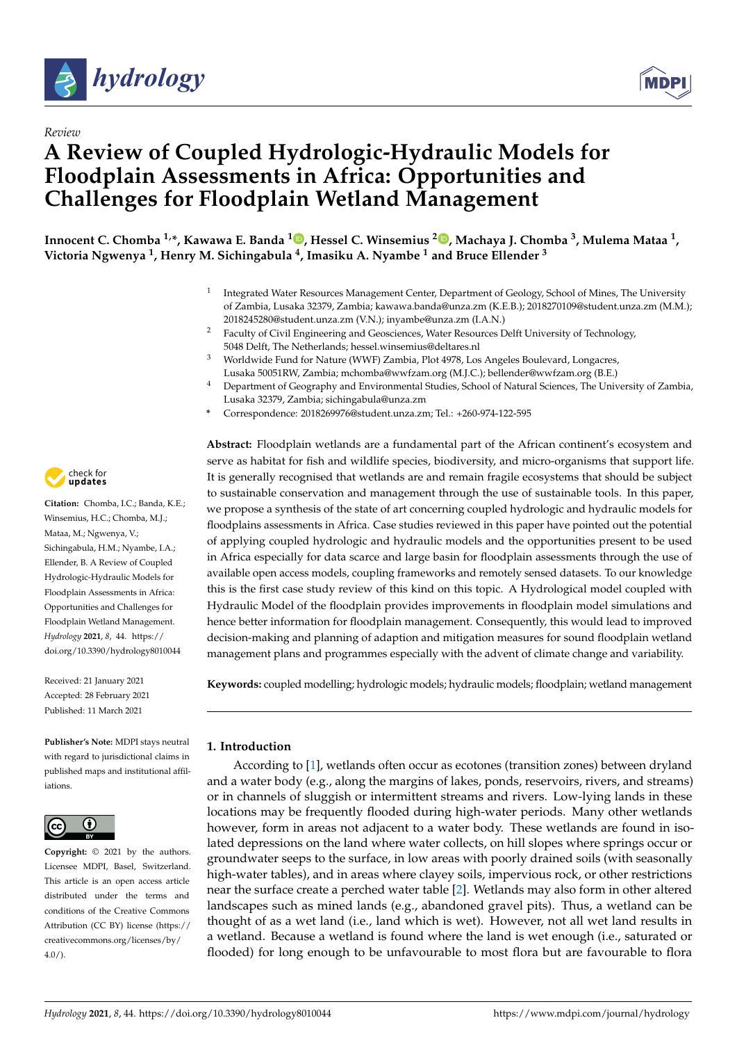*Review*

# A Review of Coupled Hydrologic-Hydraulic Models for Floodplain Assessments in Africa: Opportunities and Challenges for Floodplain Wetland Management

**Innocent C. Chomba [1,*], Kawawa E. Banda [1], Hessel C. Winsemius [2], Machaya J. Chomba [3], Mulema Mataa [1], Victoria Ngwenya [1], Henry M. Sichingabula [4], Imasiku A. Nyambe [1] and Bruce Ellender [3]**

[1] Integrated Water Resources Management Center, Department of Geology, School of Mines, The University of Zambia, Lusaka 32379, Zambia; kawawa.banda@unza.zm (K.E.B.); 2018270109@student.unza.zm (M.M.); 2018245280@student.unza.zm (V.N.); inyambe@unza.zm (I.A.N.)

[2] Faculty of Civil Engineering and Geosciences, Water Resources Delft University of Technology, 5048 Delft, The Netherlands; hessel.winsemius@deltares.nl

[3] Worldwide Fund for Nature (WWF) Zambia, Plot 4978, Los Angeles Boulevard, Longacres, Lusaka 50051RW, Zambia; mchomba@wwfzam.org (M.J.C.); bellender@wwfzam.org (B.E.)

[4] Department of Geography and Environmental Studies, School of Natural Sciences, The University of Zambia, Lusaka 32379, Zambia; sichingabula@unza.zm

\* Correspondence: 2018269976@student.unza.zm; Tel.: +260-974-122-595

**Citation:** Chomba, I.C.; Banda, K.E.; Winsemius, H.C.; Chomba, M.J.; Mataa, M.; Ngwenya, V.; Sichingabula, H.M.; Nyambe, I.A.; Ellender, B. A Review of Coupled Hydrologic-Hydraulic Models for Floodplain Assessments in Africa: Opportunities and Challenges for Floodplain Wetland Management. *Hydrology* **2021**, *8*, 44. https://doi.org/10.3390/hydrology8010044

Received: 21 January 2021
Accepted: 28 February 2021
Published: 11 March 2021

**Publisher's Note:** MDPI stays neutral with regard to jurisdictional claims in published maps and institutional affiliations.

**Copyright:** © 2021 by the authors. Licensee MDPI, Basel, Switzerland. This article is an open access article distributed under the terms and conditions of the Creative Commons Attribution (CC BY) license (https://creativecommons.org/licenses/by/4.0/).

**Abstract:** Floodplain wetlands are a fundamental part of the African continent's ecosystem and serve as habitat for fish and wildlife species, biodiversity, and micro-organisms that support life. It is generally recognised that wetlands are and remain fragile ecosystems that should be subject to sustainable conservation and management through the use of sustainable tools. In this paper, we propose a synthesis of the state of art concerning coupled hydrologic and hydraulic models for floodplains assessments in Africa. Case studies reviewed in this paper have pointed out the potential of applying coupled hydrologic and hydraulic models and the opportunities present to be used in Africa especially for data scarce and large basin for floodplain assessments through the use of available open access models, coupling frameworks and remotely sensed datasets. To our knowledge this is the first case study review of this kind on this topic. A Hydrological model coupled with Hydraulic Model of the floodplain provides improvements in floodplain model simulations and hence better information for floodplain management. Consequently, this would lead to improved decision-making and planning of adaption and mitigation measures for sound floodplain wetland management plans and programmes especially with the advent of climate change and variability.

**Keywords:** coupled modelling; hydrologic models; hydraulic models; floodplain; wetland management

## 1. Introduction

According to [1], wetlands often occur as ecotones (transition zones) between dryland and a water body (e.g., along the margins of lakes, ponds, reservoirs, rivers, and streams) or in channels of sluggish or intermittent streams and rivers. Low-lying lands in these locations may be frequently flooded during high-water periods. Many other wetlands however, form in areas not adjacent to a water body. These wetlands are found in isolated depressions on the land where water collects, on hill slopes where springs occur or groundwater seeps to the surface, in low areas with poorly drained soils (with seasonally high-water tables), and in areas where clayey soils, impervious rock, or other restrictions near the surface create a perched water table [2]. Wetlands may also form in other altered landscapes such as mined lands (e.g., abandoned gravel pits). Thus, a wetland can be thought of as a wet land (i.e., land which is wet). However, not all wet land results in a wetland. Because a wetland is found where the land is wet enough (i.e., saturated or flooded) for long enough to be unfavourable to most flora but are favourable to flora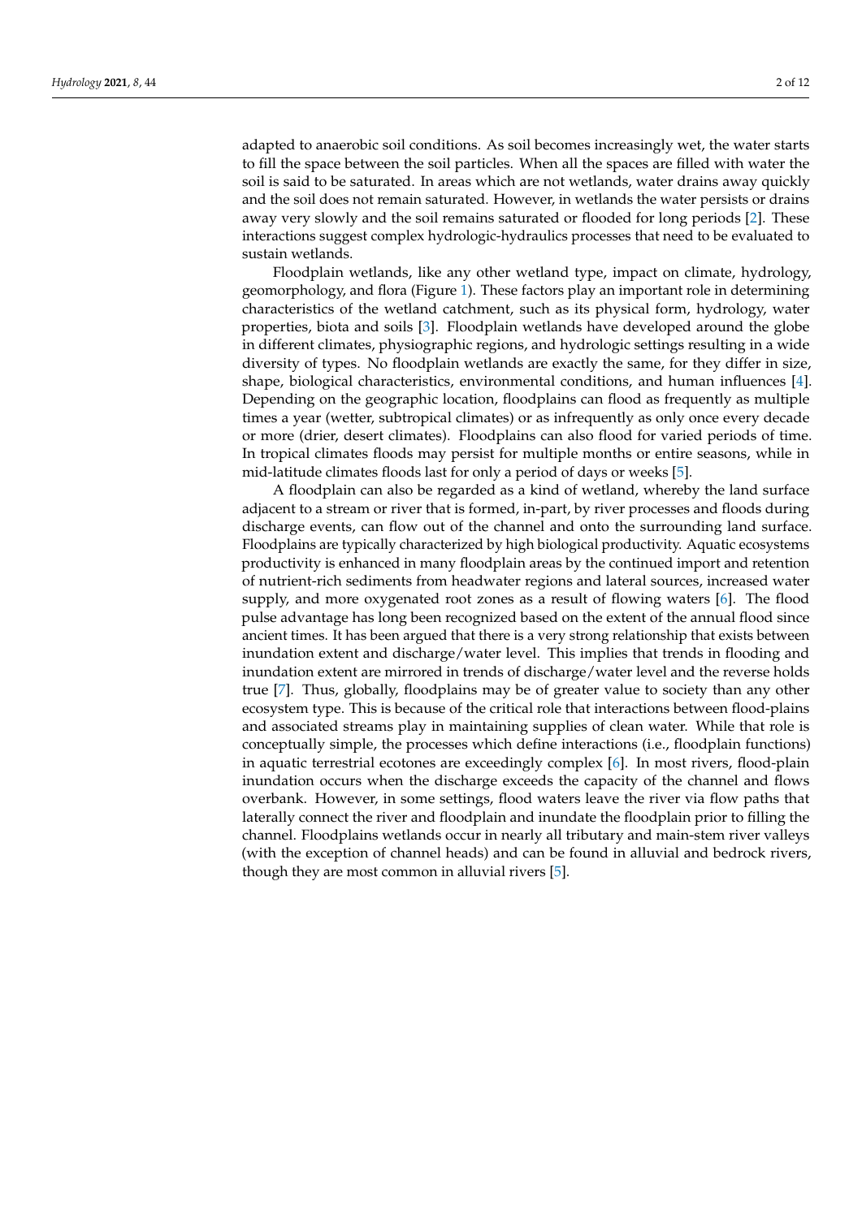adapted to anaerobic soil conditions. As soil becomes increasingly wet, the water starts to fill the space between the soil particles. When all the spaces are filled with water the soil is said to be saturated. In areas which are not wetlands, water drains away quickly and the soil does not remain saturated. However, in wetlands the water persists or drains away very slowly and the soil remains saturated or flooded for long periods [2]. These interactions suggest complex hydrologic-hydraulics processes that need to be evaluated to sustain wetlands.

Floodplain wetlands, like any other wetland type, impact on climate, hydrology, geomorphology, and flora (Figure 1). These factors play an important role in determining characteristics of the wetland catchment, such as its physical form, hydrology, water properties, biota and soils [3]. Floodplain wetlands have developed around the globe in different climates, physiographic regions, and hydrologic settings resulting in a wide diversity of types. No floodplain wetlands are exactly the same, for they differ in size, shape, biological characteristics, environmental conditions, and human influences [4]. Depending on the geographic location, floodplains can flood as frequently as multiple times a year (wetter, subtropical climates) or as infrequently as only once every decade or more (drier, desert climates). Floodplains can also flood for varied periods of time. In tropical climates floods may persist for multiple months or entire seasons, while in mid-latitude climates floods last for only a period of days or weeks [5].

A floodplain can also be regarded as a kind of wetland, whereby the land surface adjacent to a stream or river that is formed, in-part, by river processes and floods during discharge events, can flow out of the channel and onto the surrounding land surface. Floodplains are typically characterized by high biological productivity. Aquatic ecosystems productivity is enhanced in many floodplain areas by the continued import and retention of nutrient-rich sediments from headwater regions and lateral sources, increased water supply, and more oxygenated root zones as a result of flowing waters [6]. The flood pulse advantage has long been recognized based on the extent of the annual flood since ancient times. It has been argued that there is a very strong relationship that exists between inundation extent and discharge/water level. This implies that trends in flooding and inundation extent are mirrored in trends of discharge/water level and the reverse holds true [7]. Thus, globally, floodplains may be of greater value to society than any other ecosystem type. This is because of the critical role that interactions between flood-plains and associated streams play in maintaining supplies of clean water. While that role is conceptually simple, the processes which define interactions (i.e., floodplain functions) in aquatic terrestrial ecotones are exceedingly complex [6]. In most rivers, flood-plain inundation occurs when the discharge exceeds the capacity of the channel and flows overbank. However, in some settings, flood waters leave the river via flow paths that laterally connect the river and floodplain and inundate the floodplain prior to filling the channel. Floodplains wetlands occur in nearly all tributary and main-stem river valleys (with the exception of channel heads) and can be found in alluvial and bedrock rivers, though they are most common in alluvial rivers [5].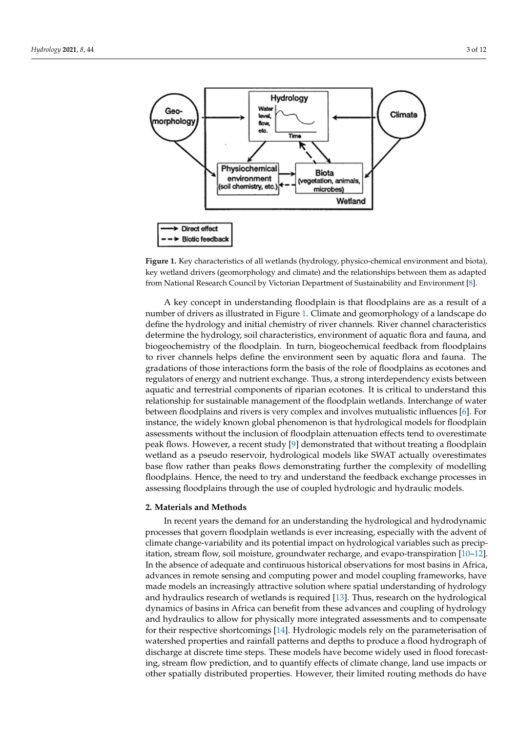**Figure 1.** Key characteristics of all wetlands (hydrology, physico-chemical environment and biota), key wetland drivers (geomorphology and climate) and the relationships between them as adapted from National Research Council by Victorian Department of Sustainability and Environment [8].

A key concept in understanding floodplain is that floodplains are as a result of a number of drivers as illustrated in Figure 1. Climate and geomorphology of a landscape do define the hydrology and initial chemistry of river channels. River channel characteristics determine the hydrology, soil characteristics, environment of aquatic flora and fauna, and biogeochemistry of the floodplain. In turn, biogeochemical feedback from floodplains to river channels helps define the environment seen by aquatic flora and fauna. The gradations of those interactions form the basis of the role of floodplains as ecotones and regulators of energy and nutrient exchange. Thus, a strong interdependency exists between aquatic and terrestrial components of riparian ecotones. It is critical to understand this relationship for sustainable management of the floodplain wetlands. Interchange of water between floodplains and rivers is very complex and involves mutualistic influences [6]. For instance, the widely known global phenomenon is that hydrological models for floodplain assessments without the inclusion of floodplain attenuation effects tend to overestimate peak flows. However, a recent study [9] demonstrated that without treating a floodplain wetland as a pseudo reservoir, hydrological models like SWAT actually overestimates base flow rather than peaks flows demonstrating further the complexity of modelling floodplains. Hence, the need to try and understand the feedback exchange processes in assessing floodplains through the use of coupled hydrologic and hydraulic models.

## 2. Materials and Methods

In recent years the demand for an understanding the hydrological and hydrodynamic processes that govern floodplain wetlands is ever increasing, especially with the advent of climate change-variability and its potential impact on hydrological variables such as precipitation, stream flow, soil moisture, groundwater recharge, and evapo-transpiration [10–12]. In the absence of adequate and continuous historical observations for most basins in Africa, advances in remote sensing and computing power and model coupling frameworks, have made models an increasingly attractive solution where spatial understanding of hydrology and hydraulics research of wetlands is required [13]. Thus, research on the hydrological dynamics of basins in Africa can benefit from these advances and coupling of hydrology and hydraulics to allow for physically more integrated assessments and to compensate for their respective shortcomings [14]. Hydrologic models rely on the parameterisation of watershed properties and rainfall patterns and depths to produce a flood hydrograph of discharge at discrete time steps. These models have become widely used in flood forecasting, stream flow prediction, and to quantify effects of climate change, land use impacts or other spatially distributed properties. However, their limited routing methods do have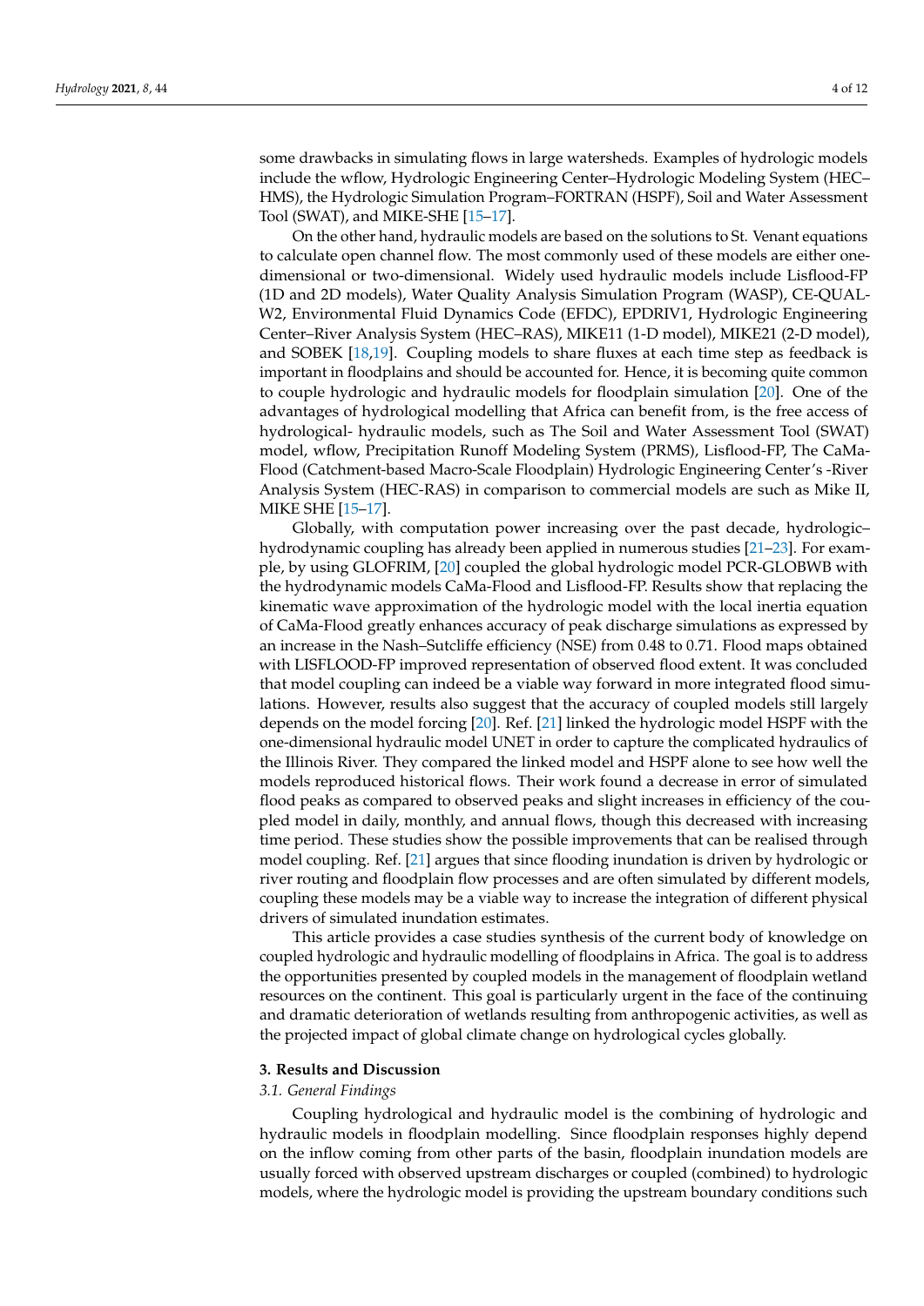some drawbacks in simulating flows in large watersheds. Examples of hydrologic models include the wflow, Hydrologic Engineering Center–Hydrologic Modeling System (HEC–HMS), the Hydrologic Simulation Program–FORTRAN (HSPF), Soil and Water Assessment Tool (SWAT), and MIKE-SHE [15–17].

On the other hand, hydraulic models are based on the solutions to St. Venant equations to calculate open channel flow. The most commonly used of these models are either one-dimensional or two-dimensional. Widely used hydraulic models include Lisflood-FP (1D and 2D models), Water Quality Analysis Simulation Program (WASP), CE-QUAL-W2, Environmental Fluid Dynamics Code (EFDC), EPDRIV1, Hydrologic Engineering Center–River Analysis System (HEC–RAS), MIKE11 (1-D model), MIKE21 (2-D model), and SOBEK [18,19]. Coupling models to share fluxes at each time step as feedback is important in floodplains and should be accounted for. Hence, it is becoming quite common to couple hydrologic and hydraulic models for floodplain simulation [20]. One of the advantages of hydrological modelling that Africa can benefit from, is the free access of hydrological- hydraulic models, such as The Soil and Water Assessment Tool (SWAT) model, wflow, Precipitation Runoff Modeling System (PRMS), Lisflood-FP, The CaMa-Flood (Catchment-based Macro-Scale Floodplain) Hydrologic Engineering Center's -River Analysis System (HEC-RAS) in comparison to commercial models are such as Mike II, MIKE SHE [15–17].

Globally, with computation power increasing over the past decade, hydrologic–hydrodynamic coupling has already been applied in numerous studies [21–23]. For example, by using GLOFRIM, [20] coupled the global hydrologic model PCR-GLOBWB with the hydrodynamic models CaMa-Flood and Lisflood-FP. Results show that replacing the kinematic wave approximation of the hydrologic model with the local inertia equation of CaMa-Flood greatly enhances accuracy of peak discharge simulations as expressed by an increase in the Nash–Sutcliffe efficiency (NSE) from 0.48 to 0.71. Flood maps obtained with LISFLOOD-FP improved representation of observed flood extent. It was concluded that model coupling can indeed be a viable way forward in more integrated flood simulations. However, results also suggest that the accuracy of coupled models still largely depends on the model forcing [20]. Ref. [21] linked the hydrologic model HSPF with the one-dimensional hydraulic model UNET in order to capture the complicated hydraulics of the Illinois River. They compared the linked model and HSPF alone to see how well the models reproduced historical flows. Their work found a decrease in error of simulated flood peaks as compared to observed peaks and slight increases in efficiency of the coupled model in daily, monthly, and annual flows, though this decreased with increasing time period. These studies show the possible improvements that can be realised through model coupling. Ref. [21] argues that since flooding inundation is driven by hydrologic or river routing and floodplain flow processes and are often simulated by different models, coupling these models may be a viable way to increase the integration of different physical drivers of simulated inundation estimates.

This article provides a case studies synthesis of the current body of knowledge on coupled hydrologic and hydraulic modelling of floodplains in Africa. The goal is to address the opportunities presented by coupled models in the management of floodplain wetland resources on the continent. This goal is particularly urgent in the face of the continuing and dramatic deterioration of wetlands resulting from anthropogenic activities, as well as the projected impact of global climate change on hydrological cycles globally.

## 3. Results and Discussion

### *3.1. General Findings*

Coupling hydrological and hydraulic model is the combining of hydrologic and hydraulic models in floodplain modelling. Since floodplain responses highly depend on the inflow coming from other parts of the basin, floodplain inundation models are usually forced with observed upstream discharges or coupled (combined) to hydrologic models, where the hydrologic model is providing the upstream boundary conditions such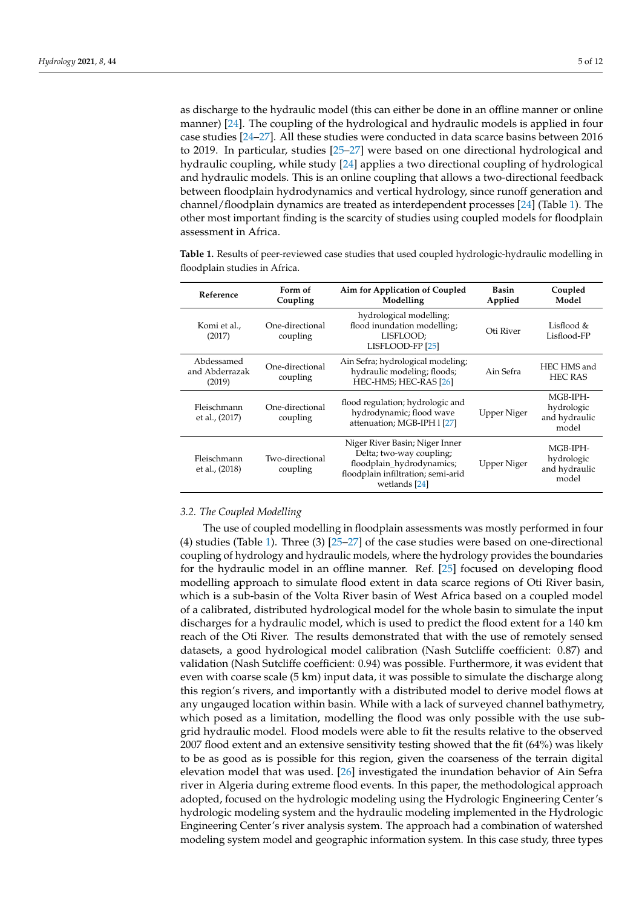as discharge to the hydraulic model (this can either be done in an offline manner or online manner) [24]. The coupling of the hydrological and hydraulic models is applied in four case studies [24–27]. All these studies were conducted in data scarce basins between 2016 to 2019. In particular, studies [25–27] were based on one directional hydrological and hydraulic coupling, while study [24] applies a two directional coupling of hydrological and hydraulic models. This is an online coupling that allows a two-directional feedback between floodplain hydrodynamics and vertical hydrology, since runoff generation and channel/floodplain dynamics are treated as interdependent processes [24] (Table 1). The other most important finding is the scarcity of studies using coupled models for floodplain assessment in Africa.

**Table 1.** Results of peer-reviewed case studies that used coupled hydrologic-hydraulic modelling in floodplain studies in Africa.

| Reference | Form of Coupling | Aim for Application of Coupled Modelling | Basin Applied | Coupled Model |
|---|---|---|---|---|
| Komi et al., (2017) | One-directional coupling | hydrological modelling; flood inundation modelling; LISFLOOD; LISFLOOD-FP [25] | Oti River | Lisflood & Lisflood-FP |
| Abdessamed and Abderrazak (2019) | One-directional coupling | Ain Sefra; hydrological modeling; hydraulic modeling; floods; HEC-HMS; HEC-RAS [26] | Ain Sefra | HEC HMS and HEC RAS |
| Fleischmann et al., (2017) | One-directional coupling | flood regulation; hydrologic and hydrodynamic; flood wave attenuation; MGB-IPH l [27] | Upper Niger | MGB-IPH-hydrologic and hydraulic model |
| Fleischmann et al., (2018) | Two-directional coupling | Niger River Basin; Niger Inner Delta; two-way coupling; floodplain_hydrodynamics; floodplain infiltration; semi-arid wetlands [24] | Upper Niger | MGB-IPH-hydrologic and hydraulic model |

### *3.2. The Coupled Modelling*

The use of coupled modelling in floodplain assessments was mostly performed in four (4) studies (Table 1). Three (3) [25–27] of the case studies were based on one-directional coupling of hydrology and hydraulic models, where the hydrology provides the boundaries for the hydraulic model in an offline manner. Ref. [25] focused on developing flood modelling approach to simulate flood extent in data scarce regions of Oti River basin, which is a sub-basin of the Volta River basin of West Africa based on a coupled model of a calibrated, distributed hydrological model for the whole basin to simulate the input discharges for a hydraulic model, which is used to predict the flood extent for a 140 km reach of the Oti River. The results demonstrated that with the use of remotely sensed datasets, a good hydrological model calibration (Nash Sutcliffe coefficient: 0.87) and validation (Nash Sutcliffe coefficient: 0.94) was possible. Furthermore, it was evident that even with coarse scale (5 km) input data, it was possible to simulate the discharge along this region's rivers, and importantly with a distributed model to derive model flows at any ungauged location within basin. While with a lack of surveyed channel bathymetry, which posed as a limitation, modelling the flood was only possible with the use sub-grid hydraulic model. Flood models were able to fit the results relative to the observed 2007 flood extent and an extensive sensitivity testing showed that the fit (64%) was likely to be as good as is possible for this region, given the coarseness of the terrain digital elevation model that was used. [26] investigated the inundation behavior of Ain Sefra river in Algeria during extreme flood events. In this paper, the methodological approach adopted, focused on the hydrologic modeling using the Hydrologic Engineering Center's hydrologic modeling system and the hydraulic modeling implemented in the Hydrologic Engineering Center's river analysis system. The approach had a combination of watershed modeling system model and geographic information system. In this case study, three types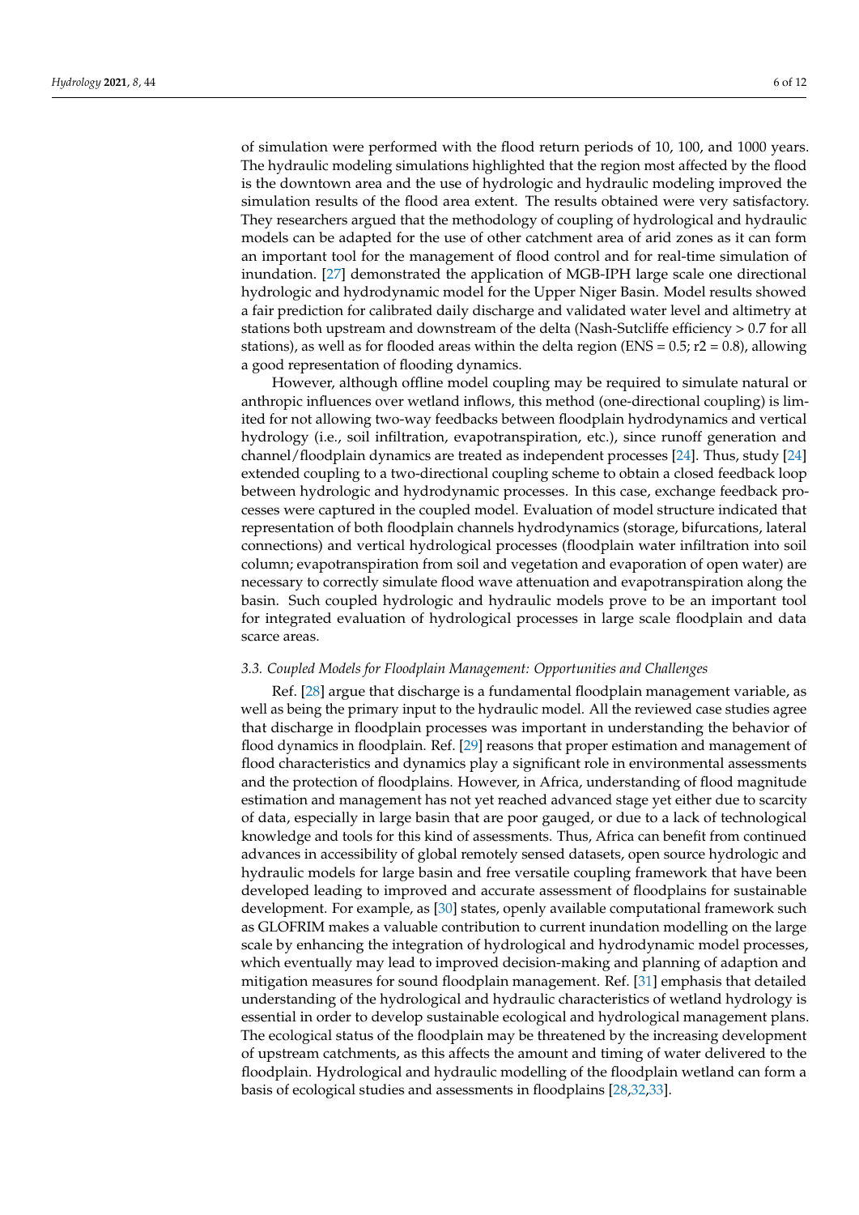of simulation were performed with the flood return periods of 10, 100, and 1000 years. The hydraulic modeling simulations highlighted that the region most affected by the flood is the downtown area and the use of hydrologic and hydraulic modeling improved the simulation results of the flood area extent. The results obtained were very satisfactory. They researchers argued that the methodology of coupling of hydrological and hydraulic models can be adapted for the use of other catchment area of arid zones as it can form an important tool for the management of flood control and for real-time simulation of inundation. [27] demonstrated the application of MGB-IPH large scale one directional hydrologic and hydrodynamic model for the Upper Niger Basin. Model results showed a fair prediction for calibrated daily discharge and validated water level and altimetry at stations both upstream and downstream of the delta (Nash-Sutcliffe efficiency > 0.7 for all stations), as well as for flooded areas within the delta region (ENS = 0.5; r2 = 0.8), allowing a good representation of flooding dynamics.

However, although offline model coupling may be required to simulate natural or anthropic influences over wetland inflows, this method (one-directional coupling) is limited for not allowing two-way feedbacks between floodplain hydrodynamics and vertical hydrology (i.e., soil infiltration, evapotranspiration, etc.), since runoff generation and channel/floodplain dynamics are treated as independent processes [24]. Thus, study [24] extended coupling to a two-directional coupling scheme to obtain a closed feedback loop between hydrologic and hydrodynamic processes. In this case, exchange feedback processes were captured in the coupled model. Evaluation of model structure indicated that representation of both floodplain channels hydrodynamics (storage, bifurcations, lateral connections) and vertical hydrological processes (floodplain water infiltration into soil column; evapotranspiration from soil and vegetation and evaporation of open water) are necessary to correctly simulate flood wave attenuation and evapotranspiration along the basin. Such coupled hydrologic and hydraulic models prove to be an important tool for integrated evaluation of hydrological processes in large scale floodplain and data scarce areas.

### 3.3. Coupled Models for Floodplain Management: Opportunities and Challenges

Ref. [28] argue that discharge is a fundamental floodplain management variable, as well as being the primary input to the hydraulic model. All the reviewed case studies agree that discharge in floodplain processes was important in understanding the behavior of flood dynamics in floodplain. Ref. [29] reasons that proper estimation and management of flood characteristics and dynamics play a significant role in environmental assessments and the protection of floodplains. However, in Africa, understanding of flood magnitude estimation and management has not yet reached advanced stage yet either due to scarcity of data, especially in large basin that are poor gauged, or due to a lack of technological knowledge and tools for this kind of assessments. Thus, Africa can benefit from continued advances in accessibility of global remotely sensed datasets, open source hydrologic and hydraulic models for large basin and free versatile coupling framework that have been developed leading to improved and accurate assessment of floodplains for sustainable development. For example, as [30] states, openly available computational framework such as GLOFRIM makes a valuable contribution to current inundation modelling on the large scale by enhancing the integration of hydrological and hydrodynamic model processes, which eventually may lead to improved decision-making and planning of adaption and mitigation measures for sound floodplain management. Ref. [31] emphasis that detailed understanding of the hydrological and hydraulic characteristics of wetland hydrology is essential in order to develop sustainable ecological and hydrological management plans. The ecological status of the floodplain may be threatened by the increasing development of upstream catchments, as this affects the amount and timing of water delivered to the floodplain. Hydrological and hydraulic modelling of the floodplain wetland can form a basis of ecological studies and assessments in floodplains [28,32,33].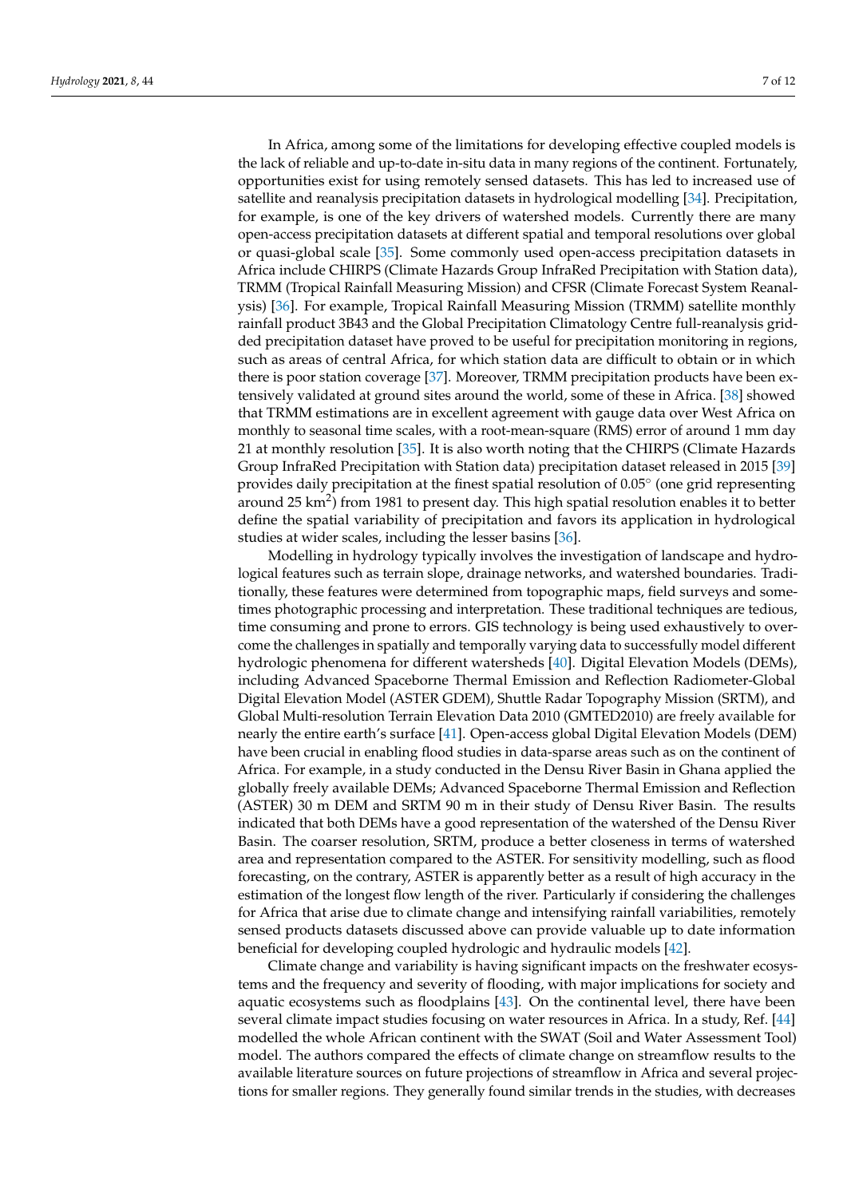In Africa, among some of the limitations for developing effective coupled models is the lack of reliable and up-to-date in-situ data in many regions of the continent. Fortunately, opportunities exist for using remotely sensed datasets. This has led to increased use of satellite and reanalysis precipitation datasets in hydrological modelling [34]. Precipitation, for example, is one of the key drivers of watershed models. Currently there are many open-access precipitation datasets at different spatial and temporal resolutions over global or quasi-global scale [35]. Some commonly used open-access precipitation datasets in Africa include CHIRPS (Climate Hazards Group InfraRed Precipitation with Station data), TRMM (Tropical Rainfall Measuring Mission) and CFSR (Climate Forecast System Reanalysis) [36]. For example, Tropical Rainfall Measuring Mission (TRMM) satellite monthly rainfall product 3B43 and the Global Precipitation Climatology Centre full-reanalysis gridded precipitation dataset have proved to be useful for precipitation monitoring in regions, such as areas of central Africa, for which station data are difficult to obtain or in which there is poor station coverage [37]. Moreover, TRMM precipitation products have been extensively validated at ground sites around the world, some of these in Africa. [38] showed that TRMM estimations are in excellent agreement with gauge data over West Africa on monthly to seasonal time scales, with a root-mean-square (RMS) error of around 1 mm day 21 at monthly resolution [35]. It is also worth noting that the CHIRPS (Climate Hazards Group InfraRed Precipitation with Station data) precipitation dataset released in 2015 [39] provides daily precipitation at the finest spatial resolution of 0.05° (one grid representing around 25 $km^2$) from 1981 to present day. This high spatial resolution enables it to better define the spatial variability of precipitation and favors its application in hydrological studies at wider scales, including the lesser basins [36].

Modelling in hydrology typically involves the investigation of landscape and hydrological features such as terrain slope, drainage networks, and watershed boundaries. Traditionally, these features were determined from topographic maps, field surveys and sometimes photographic processing and interpretation. These traditional techniques are tedious, time consuming and prone to errors. GIS technology is being used exhaustively to overcome the challenges in spatially and temporally varying data to successfully model different hydrologic phenomena for different watersheds [40]. Digital Elevation Models (DEMs), including Advanced Spaceborne Thermal Emission and Reflection Radiometer-Global Digital Elevation Model (ASTER GDEM), Shuttle Radar Topography Mission (SRTM), and Global Multi-resolution Terrain Elevation Data 2010 (GMTED2010) are freely available for nearly the entire earth's surface [41]. Open-access global Digital Elevation Models (DEM) have been crucial in enabling flood studies in data-sparse areas such as on the continent of Africa. For example, in a study conducted in the Densu River Basin in Ghana applied the globally freely available DEMs; Advanced Spaceborne Thermal Emission and Reflection (ASTER) 30 m DEM and SRTM 90 m in their study of Densu River Basin. The results indicated that both DEMs have a good representation of the watershed of the Densu River Basin. The coarser resolution, SRTM, produce a better closeness in terms of watershed area and representation compared to the ASTER. For sensitivity modelling, such as flood forecasting, on the contrary, ASTER is apparently better as a result of high accuracy in the estimation of the longest flow length of the river. Particularly if considering the challenges for Africa that arise due to climate change and intensifying rainfall variabilities, remotely sensed products datasets discussed above can provide valuable up to date information beneficial for developing coupled hydrologic and hydraulic models [42].

Climate change and variability is having significant impacts on the freshwater ecosystems and the frequency and severity of flooding, with major implications for society and aquatic ecosystems such as floodplains [43]. On the continental level, there have been several climate impact studies focusing on water resources in Africa. In a study, Ref. [44] modelled the whole African continent with the SWAT (Soil and Water Assessment Tool) model. The authors compared the effects of climate change on streamflow results to the available literature sources on future projections of streamflow in Africa and several projections for smaller regions. They generally found similar trends in the studies, with decreases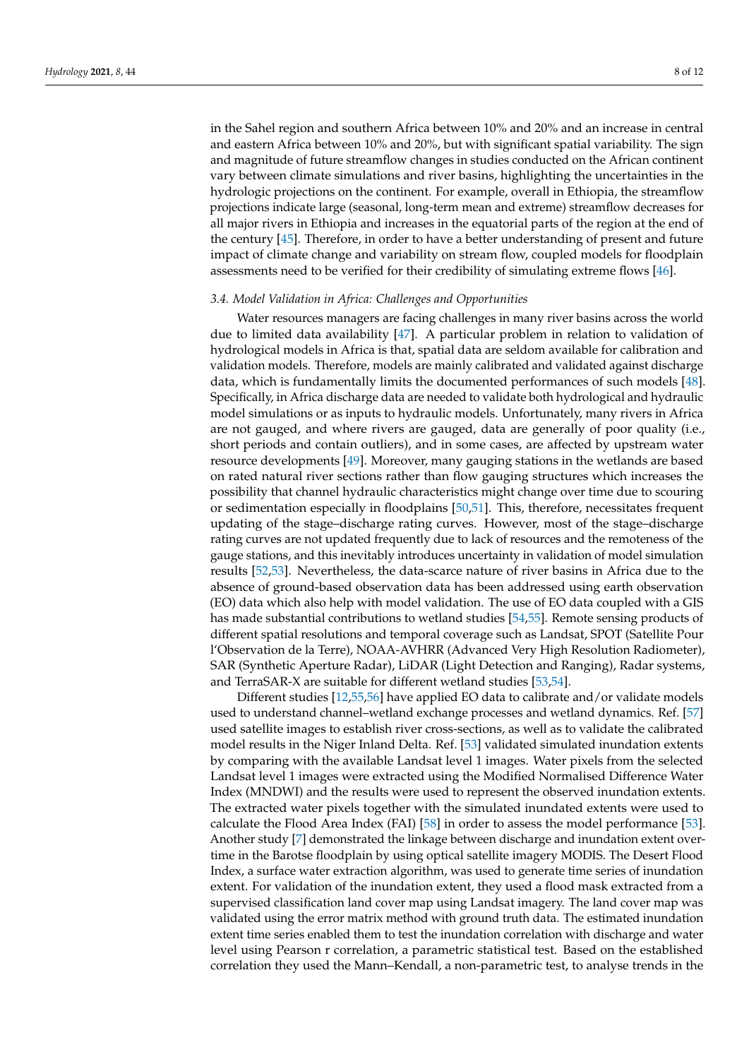in the Sahel region and southern Africa between 10% and 20% and an increase in central and eastern Africa between 10% and 20%, but with significant spatial variability. The sign and magnitude of future streamflow changes in studies conducted on the African continent vary between climate simulations and river basins, highlighting the uncertainties in the hydrologic projections on the continent. For example, overall in Ethiopia, the streamflow projections indicate large (seasonal, long-term mean and extreme) streamflow decreases for all major rivers in Ethiopia and increases in the equatorial parts of the region at the end of the century [45]. Therefore, in order to have a better understanding of present and future impact of climate change and variability on stream flow, coupled models for floodplain assessments need to be verified for their credibility of simulating extreme flows [46].

### *3.4. Model Validation in Africa: Challenges and Opportunities*

Water resources managers are facing challenges in many river basins across the world due to limited data availability [47]. A particular problem in relation to validation of hydrological models in Africa is that, spatial data are seldom available for calibration and validation models. Therefore, models are mainly calibrated and validated against discharge data, which is fundamentally limits the documented performances of such models [48]. Specifically, in Africa discharge data are needed to validate both hydrological and hydraulic model simulations or as inputs to hydraulic models. Unfortunately, many rivers in Africa are not gauged, and where rivers are gauged, data are generally of poor quality (i.e., short periods and contain outliers), and in some cases, are affected by upstream water resource developments [49]. Moreover, many gauging stations in the wetlands are based on rated natural river sections rather than flow gauging structures which increases the possibility that channel hydraulic characteristics might change over time due to scouring or sedimentation especially in floodplains [50,51]. This, therefore, necessitates frequent updating of the stage–discharge rating curves. However, most of the stage–discharge rating curves are not updated frequently due to lack of resources and the remoteness of the gauge stations, and this inevitably introduces uncertainty in validation of model simulation results [52,53]. Nevertheless, the data-scarce nature of river basins in Africa due to the absence of ground-based observation data has been addressed using earth observation (EO) data which also help with model validation. The use of EO data coupled with a GIS has made substantial contributions to wetland studies [54,55]. Remote sensing products of different spatial resolutions and temporal coverage such as Landsat, SPOT (Satellite Pour l'Observation de la Terre), NOAA-AVHRR (Advanced Very High Resolution Radiometer), SAR (Synthetic Aperture Radar), LiDAR (Light Detection and Ranging), Radar systems, and TerraSAR-X are suitable for different wetland studies [53,54].

Different studies [12,55,56] have applied EO data to calibrate and/or validate models used to understand channel–wetland exchange processes and wetland dynamics. Ref. [57] used satellite images to establish river cross-sections, as well as to validate the calibrated model results in the Niger Inland Delta. Ref. [53] validated simulated inundation extents by comparing with the available Landsat level 1 images. Water pixels from the selected Landsat level 1 images were extracted using the Modified Normalised Difference Water Index (MNDWI) and the results were used to represent the observed inundation extents. The extracted water pixels together with the simulated inundated extents were used to calculate the Flood Area Index (FAI) [58] in order to assess the model performance [53]. Another study [7] demonstrated the linkage between discharge and inundation extent over-time in the Barotse floodplain by using optical satellite imagery MODIS. The Desert Flood Index, a surface water extraction algorithm, was used to generate time series of inundation extent. For validation of the inundation extent, they used a flood mask extracted from a supervised classification land cover map using Landsat imagery. The land cover map was validated using the error matrix method with ground truth data. The estimated inundation extent time series enabled them to test the inundation correlation with discharge and water level using Pearson r correlation, a parametric statistical test. Based on the established correlation they used the Mann–Kendall, a non-parametric test, to analyse trends in the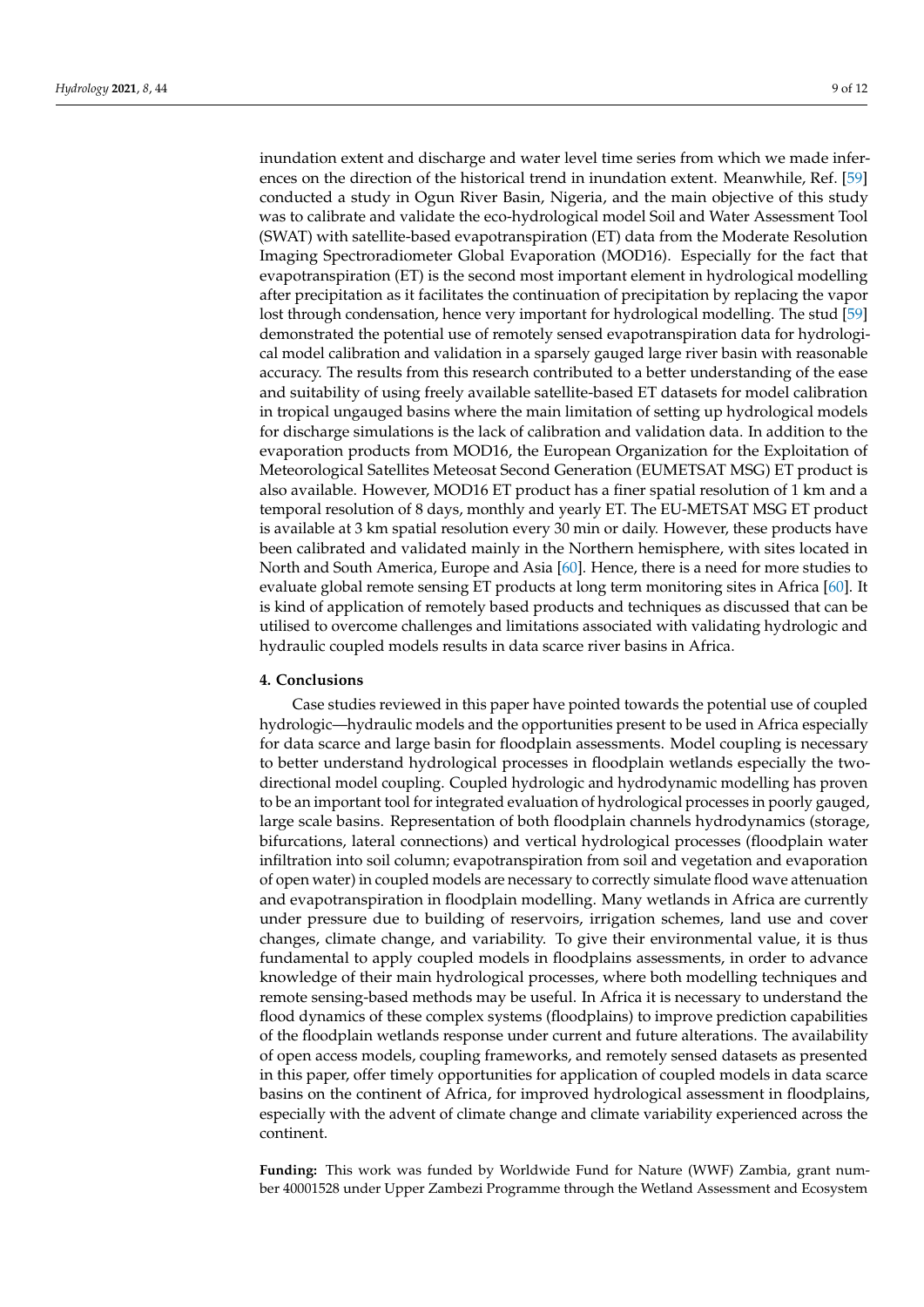inundation extent and discharge and water level time series from which we made inferences on the direction of the historical trend in inundation extent. Meanwhile, Ref. [59] conducted a study in Ogun River Basin, Nigeria, and the main objective of this study was to calibrate and validate the eco-hydrological model Soil and Water Assessment Tool (SWAT) with satellite-based evapotranspiration (ET) data from the Moderate Resolution Imaging Spectroradiometer Global Evaporation (MOD16). Especially for the fact that evapotranspiration (ET) is the second most important element in hydrological modelling after precipitation as it facilitates the continuation of precipitation by replacing the vapor lost through condensation, hence very important for hydrological modelling. The stud [59] demonstrated the potential use of remotely sensed evapotranspiration data for hydrological model calibration and validation in a sparsely gauged large river basin with reasonable accuracy. The results from this research contributed to a better understanding of the ease and suitability of using freely available satellite-based ET datasets for model calibration in tropical ungauged basins where the main limitation of setting up hydrological models for discharge simulations is the lack of calibration and validation data. In addition to the evaporation products from MOD16, the European Organization for the Exploitation of Meteorological Satellites Meteosat Second Generation (EUMETSAT MSG) ET product is also available. However, MOD16 ET product has a finer spatial resolution of 1 km and a temporal resolution of 8 days, monthly and yearly ET. The EU-METSAT MSG ET product is available at 3 km spatial resolution every 30 min or daily. However, these products have been calibrated and validated mainly in the Northern hemisphere, with sites located in North and South America, Europe and Asia [60]. Hence, there is a need for more studies to evaluate global remote sensing ET products at long term monitoring sites in Africa [60]. It is kind of application of remotely based products and techniques as discussed that can be utilised to overcome challenges and limitations associated with validating hydrologic and hydraulic coupled models results in data scarce river basins in Africa.

## 4. Conclusions

Case studies reviewed in this paper have pointed towards the potential use of coupled hydrologic—hydraulic models and the opportunities present to be used in Africa especially for data scarce and large basin for floodplain assessments. Model coupling is necessary to better understand hydrological processes in floodplain wetlands especially the two-directional model coupling. Coupled hydrologic and hydrodynamic modelling has proven to be an important tool for integrated evaluation of hydrological processes in poorly gauged, large scale basins. Representation of both floodplain channels hydrodynamics (storage, bifurcations, lateral connections) and vertical hydrological processes (floodplain water infiltration into soil column; evapotranspiration from soil and vegetation and evaporation of open water) in coupled models are necessary to correctly simulate flood wave attenuation and evapotranspiration in floodplain modelling. Many wetlands in Africa are currently under pressure due to building of reservoirs, irrigation schemes, land use and cover changes, climate change, and variability. To give their environmental value, it is thus fundamental to apply coupled models in floodplains assessments, in order to advance knowledge of their main hydrological processes, where both modelling techniques and remote sensing-based methods may be useful. In Africa it is necessary to understand the flood dynamics of these complex systems (floodplains) to improve prediction capabilities of the floodplain wetlands response under current and future alterations. The availability of open access models, coupling frameworks, and remotely sensed datasets as presented in this paper, offer timely opportunities for application of coupled models in data scarce basins on the continent of Africa, for improved hydrological assessment in floodplains, especially with the advent of climate change and climate variability experienced across the continent.

**Funding:** This work was funded by Worldwide Fund for Nature (WWF) Zambia, grant number 40001528 under Upper Zambezi Programme through the Wetland Assessment and Ecosystem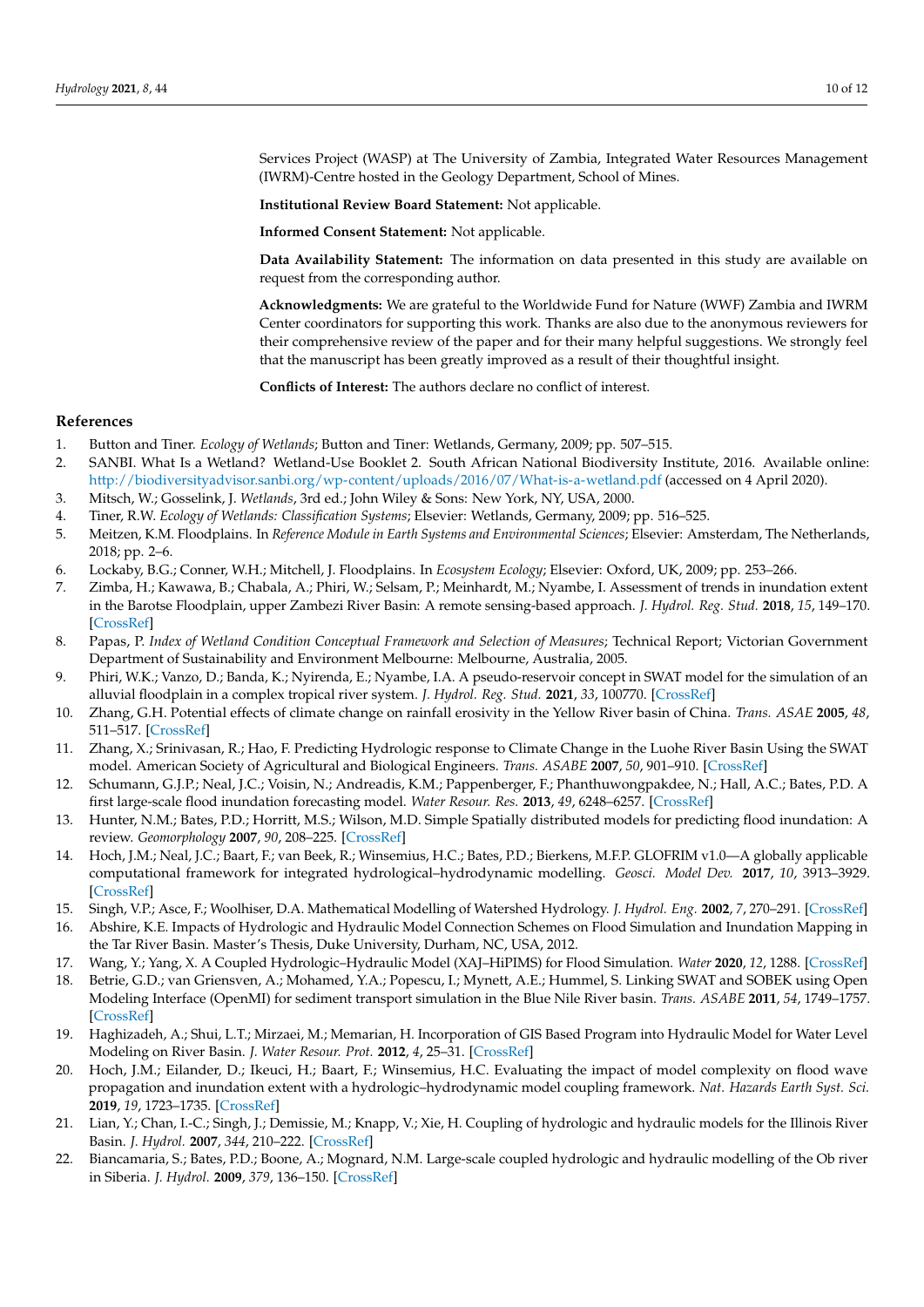Services Project (WASP) at The University of Zambia, Integrated Water Resources Management (IWRM)-Centre hosted in the Geology Department, School of Mines.

**Institutional Review Board Statement:** Not applicable.

**Informed Consent Statement:** Not applicable.

**Data Availability Statement:** The information on data presented in this study are available on request from the corresponding author.

**Acknowledgments:** We are grateful to the Worldwide Fund for Nature (WWF) Zambia and IWRM Center coordinators for supporting this work. Thanks are also due to the anonymous reviewers for their comprehensive review of the paper and for their many helpful suggestions. We strongly feel that the manuscript has been greatly improved as a result of their thoughtful insight.

**Conflicts of Interest:** The authors declare no conflict of interest.

## References

1. Button and Tiner. *Ecology of Wetlands*; Button and Tiner: Wetlands, Germany, 2009; pp. 507–515.
2. SANBI. What Is a Wetland? Wetland-Use Booklet 2. South African National Biodiversity Institute, 2016. Available online: http://biodiversityadvisor.sanbi.org/wp-content/uploads/2016/07/What-is-a-wetland.pdf (accessed on 4 April 2020).
3. Mitsch, W.; Gosselink, J. *Wetlands*, 3rd ed.; John Wiley & Sons: New York, NY, USA, 2000.
4. Tiner, R.W. *Ecology of Wetlands: Classification Systems*; Elsevier: Wetlands, Germany, 2009; pp. 516–525.
5. Meitzen, K.M. Floodplains. In *Reference Module in Earth Systems and Environmental Sciences*; Elsevier: Amsterdam, The Netherlands, 2018; pp. 2–6.
6. Lockaby, B.G.; Conner, W.H.; Mitchell, J. Floodplains. In *Ecosystem Ecology*; Elsevier: Oxford, UK, 2009; pp. 253–266.
7. Zimba, H.; Kawawa, B.; Chabala, A.; Phiri, W.; Selsam, P.; Meinhardt, M.; Nyambe, I. Assessment of trends in inundation extent in the Barotse Floodplain, upper Zambezi River Basin: A remote sensing-based approach. *J. Hydrol. Reg. Stud.* **2018**, *15*, 149–170. [CrossRef]
8. Papas, P. *Index of Wetland Condition Conceptual Framework and Selection of Measures*; Technical Report; Victorian Government Department of Sustainability and Environment Melbourne: Melbourne, Australia, 2005.
9. Phiri, W.K.; Vanzo, D.; Banda, K.; Nyirenda, E.; Nyambe, I.A. A pseudo-reservoir concept in SWAT model for the simulation of an alluvial floodplain in a complex tropical river system. *J. Hydrol. Reg. Stud.* **2021**, *33*, 100770. [CrossRef]
10. Zhang, G.H. Potential effects of climate change on rainfall erosivity in the Yellow River basin of China. *Trans. ASAE* **2005**, *48*, 511–517. [CrossRef]
11. Zhang, X.; Srinivasan, R.; Hao, F. Predicting Hydrologic response to Climate Change in the Luohe River Basin Using the SWAT model. American Society of Agricultural and Biological Engineers. *Trans. ASABE* **2007**, *50*, 901–910. [CrossRef]
12. Schumann, G.J.P.; Neal, J.C.; Voisin, N.; Andreadis, K.M.; Pappenberger, F.; Phanthuwongpakdee, N.; Hall, A.C.; Bates, P.D. A first large-scale flood inundation forecasting model. *Water Resour. Res.* **2013**, *49*, 6248–6257. [CrossRef]
13. Hunter, N.M.; Bates, P.D.; Horritt, M.S.; Wilson, M.D. Simple Spatially distributed models for predicting flood inundation: A review. *Geomorphology* **2007**, *90*, 208–225. [CrossRef]
14. Hoch, J.M.; Neal, J.C.; Baart, F.; van Beek, R.; Winsemius, H.C.; Bates, P.D.; Bierkens, M.F.P. GLOFRIM v1.0—A globally applicable computational framework for integrated hydrological–hydrodynamic modelling. *Geosci. Model Dev.* **2017**, *10*, 3913–3929. [CrossRef]
15. Singh, V.P.; Asce, F.; Woolhiser, D.A. Mathematical Modelling of Watershed Hydrology. *J. Hydrol. Eng.* **2002**, *7*, 270–291. [CrossRef]
16. Abshire, K.E. Impacts of Hydrologic and Hydraulic Model Connection Schemes on Flood Simulation and Inundation Mapping in the Tar River Basin. Master's Thesis, Duke University, Durham, NC, USA, 2012.
17. Wang, Y.; Yang, X. A Coupled Hydrologic–Hydraulic Model (XAJ–HiPIMS) for Flood Simulation. *Water* **2020**, *12*, 1288. [CrossRef]
18. Betrie, G.D.; van Griensven, A.; Mohamed, Y.A.; Popescu, I.; Mynett, A.E.; Hummel, S. Linking SWAT and SOBEK using Open Modeling Interface (OpenMI) for sediment transport simulation in the Blue Nile River basin. *Trans. ASABE* **2011**, *54*, 1749–1757. [CrossRef]
19. Haghizadeh, A.; Shui, L.T.; Mirzaei, M.; Memarian, H. Incorporation of GIS Based Program into Hydraulic Model for Water Level Modeling on River Basin. *J. Water Resour. Prot.* **2012**, *4*, 25–31. [CrossRef]
20. Hoch, J.M.; Eilander, D.; Ikeuci, H.; Baart, F.; Winsemius, H.C. Evaluating the impact of model complexity on flood wave propagation and inundation extent with a hydrologic–hydrodynamic model coupling framework. *Nat. Hazards Earth Syst. Sci.* **2019**, *19*, 1723–1735. [CrossRef]
21. Lian, Y.; Chan, I.-C.; Singh, J.; Demissie, M.; Knapp, V.; Xie, H. Coupling of hydrologic and hydraulic models for the Illinois River Basin. *J. Hydrol.* **2007**, *344*, 210–222. [CrossRef]
22. Biancamaria, S.; Bates, P.D.; Boone, A.; Mognard, N.M. Large-scale coupled hydrologic and hydraulic modelling of the Ob river in Siberia. *J. Hydrol.* **2009**, *379*, 136–150. [CrossRef]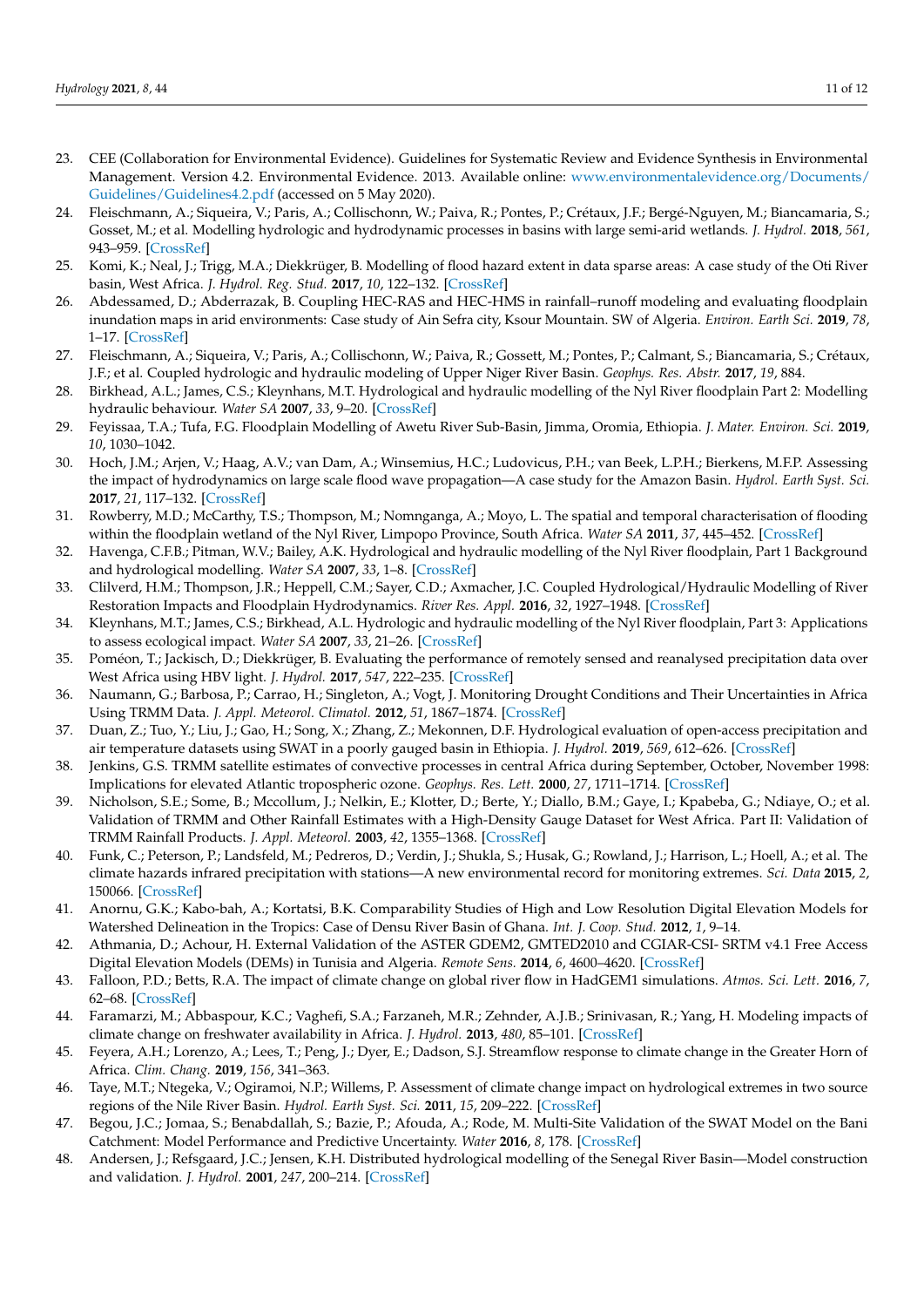23. CEE (Collaboration for Environmental Evidence). Guidelines for Systematic Review and Evidence Synthesis in Environmental Management. Version 4.2. Environmental Evidence. 2013. Available online: www.environmentalevidence.org/Documents/Guidelines/Guidelines4.2.pdf (accessed on 5 May 2020).
24. Fleischmann, A.; Siqueira, V.; Paris, A.; Collischonn, W.; Paiva, R.; Pontes, P.; Crétaux, J.F.; Bergé-Nguyen, M.; Biancamaria, S.; Gosset, M.; et al. Modelling hydrologic and hydrodynamic processes in basins with large semi-arid wetlands. *J. Hydrol.* **2018**, *561*, 943–959. [CrossRef]
25. Komi, K.; Neal, J.; Trigg, M.A.; Diekkrüger, B. Modelling of flood hazard extent in data sparse areas: A case study of the Oti River basin, West Africa. *J. Hydrol. Reg. Stud.* **2017**, *10*, 122–132. [CrossRef]
26. Abdessamed, D.; Abderrazak, B. Coupling HEC-RAS and HEC-HMS in rainfall–runoff modeling and evaluating floodplain inundation maps in arid environments: Case study of Ain Sefra city, Ksour Mountain. SW of Algeria. *Environ. Earth Sci.* **2019**, *78*, 1–17. [CrossRef]
27. Fleischmann, A.; Siqueira, V.; Paris, A.; Collischonn, W.; Paiva, R.; Gossett, M.; Pontes, P.; Calmant, S.; Biancamaria, S.; Crétaux, J.F.; et al. Coupled hydrologic and hydraulic modeling of Upper Niger River Basin. *Geophys. Res. Abstr.* **2017**, *19*, 884.
28. Birkhead, A.L.; James, C.S.; Kleynhans, M.T. Hydrological and hydraulic modelling of the Nyl River floodplain Part 2: Modelling hydraulic behaviour. *Water SA* **2007**, *33*, 9–20. [CrossRef]
29. Feyissaa, T.A.; Tufa, F.G. Floodplain Modelling of Awetu River Sub-Basin, Jimma, Oromia, Ethiopia. *J. Mater. Environ. Sci.* **2019**, *10*, 1030–1042.
30. Hoch, J.M.; Arjen, V.; Haag, A.V.; van Dam, A.; Winsemius, H.C.; Ludovicus, P.H.; van Beek, L.P.H.; Bierkens, M.F.P. Assessing the impact of hydrodynamics on large scale flood wave propagation—A case study for the Amazon Basin. *Hydrol. Earth Syst. Sci.* **2017**, *21*, 117–132. [CrossRef]
31. Rowberry, M.D.; McCarthy, T.S.; Thompson, M.; Nomnganga, A.; Moyo, L. The spatial and temporal characterisation of flooding within the floodplain wetland of the Nyl River, Limpopo Province, South Africa. *Water SA* **2011**, *37*, 445–452. [CrossRef]
32. Havenga, C.F.B.; Pitman, W.V.; Bailey, A.K. Hydrological and hydraulic modelling of the Nyl River floodplain, Part 1 Background and hydrological modelling. *Water SA* **2007**, *33*, 1–8. [CrossRef]
33. Clilverd, H.M.; Thompson, J.R.; Heppell, C.M.; Sayer, C.D.; Axmacher, J.C. Coupled Hydrological/Hydraulic Modelling of River Restoration Impacts and Floodplain Hydrodynamics. *River Res. Appl.* **2016**, *32*, 1927–1948. [CrossRef]
34. Kleynhans, M.T.; James, C.S.; Birkhead, A.L. Hydrologic and hydraulic modelling of the Nyl River floodplain, Part 3: Applications to assess ecological impact. *Water SA* **2007**, *33*, 21–26. [CrossRef]
35. Poméon, T.; Jackisch, D.; Diekkrüger, B. Evaluating the performance of remotely sensed and reanalysed precipitation data over West Africa using HBV light. *J. Hydrol.* **2017**, *547*, 222–235. [CrossRef]
36. Naumann, G.; Barbosa, P.; Carrao, H.; Singleton, A.; Vogt, J. Monitoring Drought Conditions and Their Uncertainties in Africa Using TRMM Data. *J. Appl. Meteorol. Climatol.* **2012**, *51*, 1867–1874. [CrossRef]
37. Duan, Z.; Tuo, Y.; Liu, J.; Gao, H.; Song, X.; Zhang, Z.; Mekonnen, D.F. Hydrological evaluation of open-access precipitation and air temperature datasets using SWAT in a poorly gauged basin in Ethiopia. *J. Hydrol.* **2019**, *569*, 612–626. [CrossRef]
38. Jenkins, G.S. TRMM satellite estimates of convective processes in central Africa during September, October, November 1998: Implications for elevated Atlantic tropospheric ozone. *Geophys. Res. Lett.* **2000**, *27*, 1711–1714. [CrossRef]
39. Nicholson, S.E.; Some, B.; Mccollum, J.; Nelkin, E.; Klotter, D.; Berte, Y.; Diallo, B.M.; Gaye, I.; Kpabeba, G.; Ndiaye, O.; et al. Validation of TRMM and Other Rainfall Estimates with a High-Density Gauge Dataset for West Africa. Part II: Validation of TRMM Rainfall Products. *J. Appl. Meteorol.* **2003**, *42*, 1355–1368. [CrossRef]
40. Funk, C.; Peterson, P.; Landsfeld, M.; Pedreros, D.; Verdin, J.; Shukla, S.; Husak, G.; Rowland, J.; Harrison, L.; Hoell, A.; et al. The climate hazards infrared precipitation with stations—A new environmental record for monitoring extremes. *Sci. Data* **2015**, *2*, 150066. [CrossRef]
41. Anornu, G.K.; Kabo-bah, A.; Kortatsi, B.K. Comparability Studies of High and Low Resolution Digital Elevation Models for Watershed Delineation in the Tropics: Case of Densu River Basin of Ghana. *Int. J. Coop. Stud.* **2012**, *1*, 9–14.
42. Athmania, D.; Achour, H. External Validation of the ASTER GDEM2, GMTED2010 and CGIAR-CSI- SRTM v4.1 Free Access Digital Elevation Models (DEMs) in Tunisia and Algeria. *Remote Sens.* **2014**, *6*, 4600–4620. [CrossRef]
43. Falloon, P.D.; Betts, R.A. The impact of climate change on global river flow in HadGEM1 simulations. *Atmos. Sci. Lett.* **2016**, *7*, 62–68. [CrossRef]
44. Faramarzi, M.; Abbaspour, K.C.; Vaghefi, S.A.; Farzaneh, M.R.; Zehnder, A.J.B.; Srinivasan, R.; Yang, H. Modeling impacts of climate change on freshwater availability in Africa. *J. Hydrol.* **2013**, *480*, 85–101. [CrossRef]
45. Feyera, A.H.; Lorenzo, A.; Lees, T.; Peng, J.; Dyer, E.; Dadson, S.J. Streamflow response to climate change in the Greater Horn of Africa. *Clim. Chang.* **2019**, *156*, 341–363.
46. Taye, M.T.; Ntegeka, V.; Ogiramoi, N.P.; Willems, P. Assessment of climate change impact on hydrological extremes in two source regions of the Nile River Basin. *Hydrol. Earth Syst. Sci.* **2011**, *15*, 209–222. [CrossRef]
47. Begou, J.C.; Jomaa, S.; Benabdallah, S.; Bazie, P.; Afouda, A.; Rode, M. Multi-Site Validation of the SWAT Model on the Bani Catchment: Model Performance and Predictive Uncertainty. *Water* **2016**, *8*, 178. [CrossRef]
48. Andersen, J.; Refsgaard, J.C.; Jensen, K.H. Distributed hydrological modelling of the Senegal River Basin—Model construction and validation. *J. Hydrol.* **2001**, *247*, 200–214. [CrossRef]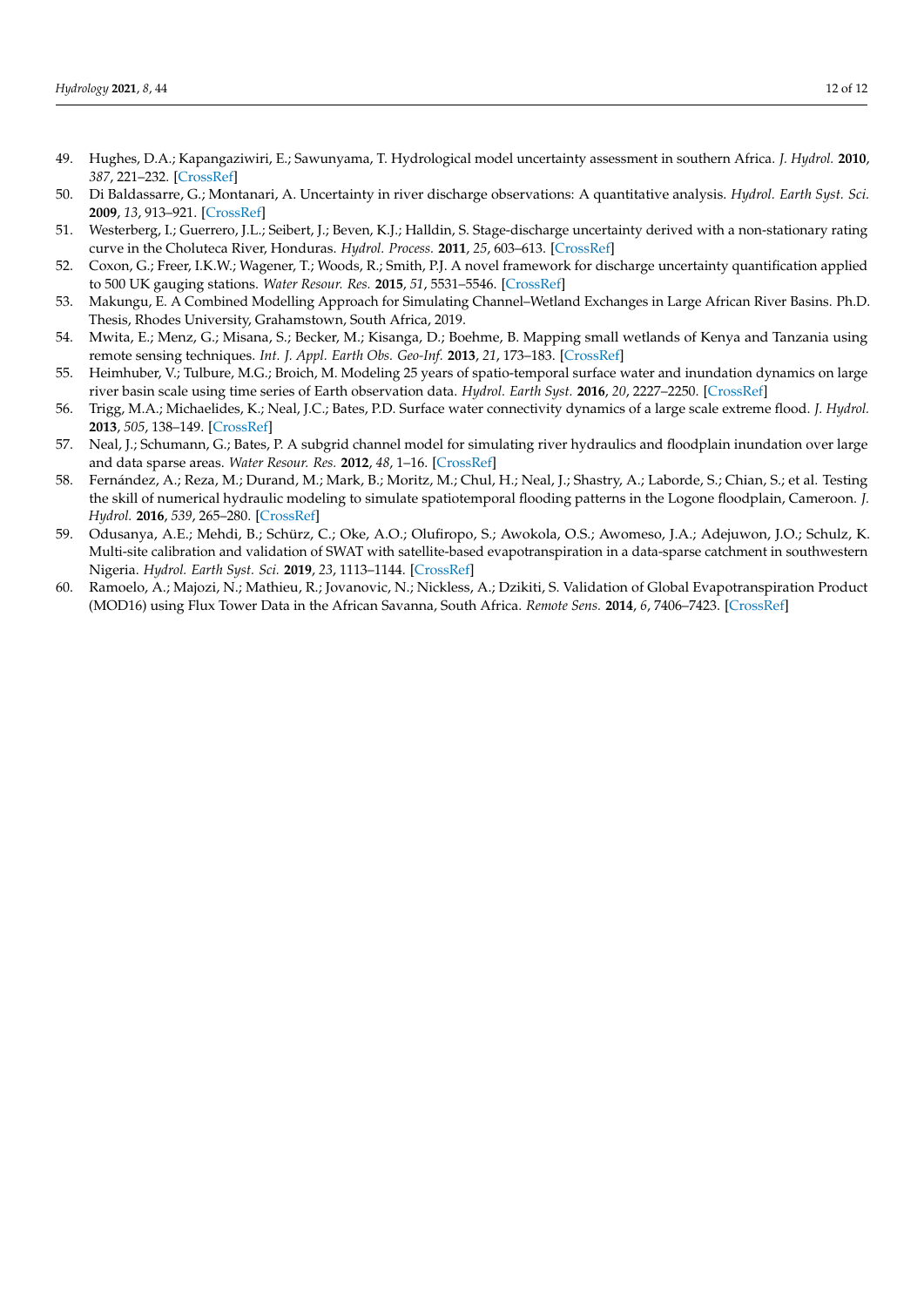49. Hughes, D.A.; Kapangaziwiri, E.; Sawunyama, T. Hydrological model uncertainty assessment in southern Africa. *J. Hydrol.* **2010**, *387*, 221–232. [CrossRef]
50. Di Baldassarre, G.; Montanari, A. Uncertainty in river discharge observations: A quantitative analysis. *Hydrol. Earth Syst. Sci.* **2009**, *13*, 913–921. [CrossRef]
51. Westerberg, I.; Guerrero, J.L.; Seibert, J.; Beven, K.J.; Halldin, S. Stage-discharge uncertainty derived with a non-stationary rating curve in the Choluteca River, Honduras. *Hydrol. Process.* **2011**, *25*, 603–613. [CrossRef]
52. Coxon, G.; Freer, I.K.W.; Wagener, T.; Woods, R.; Smith, P.J. A novel framework for discharge uncertainty quantification applied to 500 UK gauging stations. *Water Resour. Res.* **2015**, *51*, 5531–5546. [CrossRef]
53. Makungu, E. A Combined Modelling Approach for Simulating Channel–Wetland Exchanges in Large African River Basins. Ph.D. Thesis, Rhodes University, Grahamstown, South Africa, 2019.
54. Mwita, E.; Menz, G.; Misana, S.; Becker, M.; Kisanga, D.; Boehme, B. Mapping small wetlands of Kenya and Tanzania using remote sensing techniques. *Int. J. Appl. Earth Obs. Geo-Inf.* **2013**, *21*, 173–183. [CrossRef]
55. Heimhuber, V.; Tulbure, M.G.; Broich, M. Modeling 25 years of spatio-temporal surface water and inundation dynamics on large river basin scale using time series of Earth observation data. *Hydrol. Earth Syst.* **2016**, *20*, 2227–2250. [CrossRef]
56. Trigg, M.A.; Michaelides, K.; Neal, J.C.; Bates, P.D. Surface water connectivity dynamics of a large scale extreme flood. *J. Hydrol.* **2013**, *505*, 138–149. [CrossRef]
57. Neal, J.; Schumann, G.; Bates, P. A subgrid channel model for simulating river hydraulics and floodplain inundation over large and data sparse areas. *Water Resour. Res.* **2012**, *48*, 1–16. [CrossRef]
58. Fernández, A.; Reza, M.; Durand, M.; Mark, B.; Moritz, M.; Chul, H.; Neal, J.; Shastry, A.; Laborde, S.; Chian, S.; et al. Testing the skill of numerical hydraulic modeling to simulate spatiotemporal flooding patterns in the Logone floodplain, Cameroon. *J. Hydrol.* **2016**, *539*, 265–280. [CrossRef]
59. Odusanya, A.E.; Mehdi, B.; Schürz, C.; Oke, A.O.; Olufiropo, S.; Awokola, O.S.; Awomeso, J.A.; Adejuwon, J.O.; Schulz, K. Multi-site calibration and validation of SWAT with satellite-based evapotranspiration in a data-sparse catchment in southwestern Nigeria. *Hydrol. Earth Syst. Sci.* **2019**, *23*, 1113–1144. [CrossRef]
60. Ramoelo, A.; Majozi, N.; Mathieu, R.; Jovanovic, N.; Nickless, A.; Dzikiti, S. Validation of Global Evapotranspiration Product (MOD16) using Flux Tower Data in the African Savanna, South Africa. *Remote Sens.* **2014**, *6*, 7406–7423. [CrossRef]